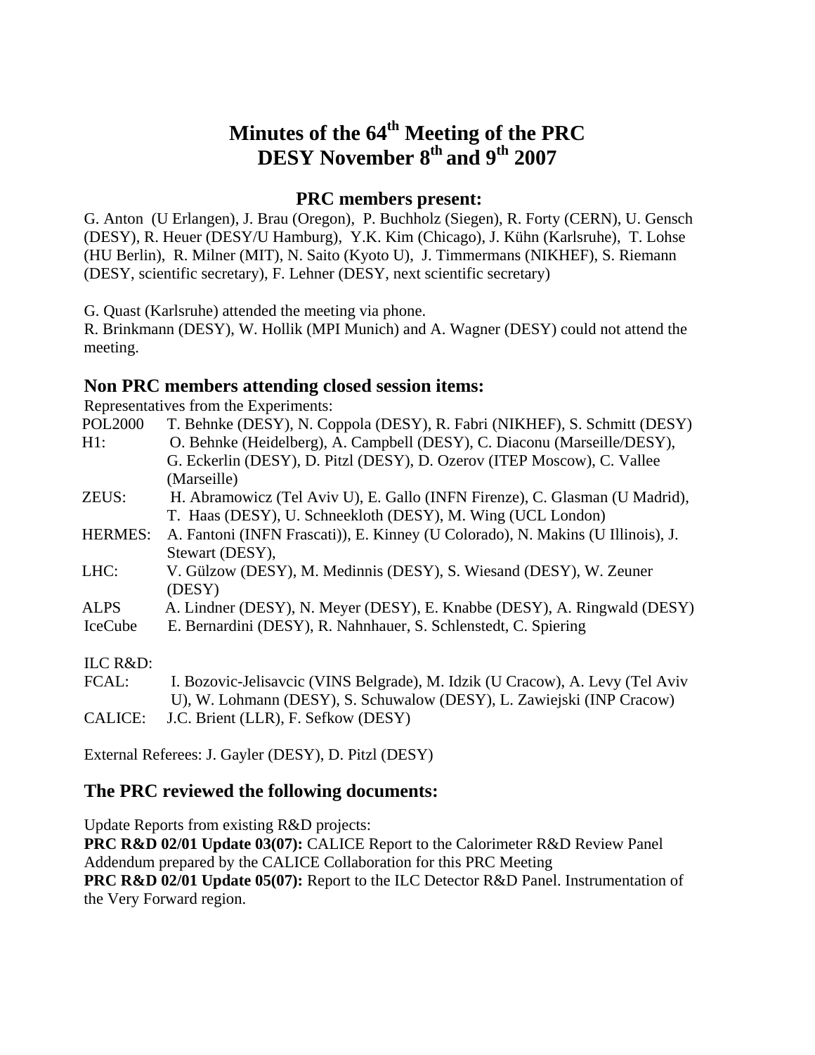# Minutes of the 64th Meeting of the PRC DESY November 8th and 9th 2007

## PRC members present:

G. Anton (U Erlangen), J. Brau (Oregon), P. Buchholz (Siegen), R. Forty (CERN), U. Gensch (DESY), R. Heuer (DESY/U Hamburg), Y.K. Kim (Chicago), J. Kühn (Karlsruhe), T. Lohse (HU Berlin), R. Milner (MIT), N. Saito (Kyoto U), J. Timmermans (NIKHEF), S. Riemann (DESY, scientific secretary), F. Lehner (DESY, next scientific secretary)

G. Quast (Karlsruhe) attended the meeting via phone.

R. Brinkmann (DESY), W. Hollik (MPI Munich) and A. Wagner (DESY) could not attend the meeting.

## Non PRC members attending closed session items:

Representatives from the Experiments:

| | |
|---|---|
| POL2000 | T. Behnke (DESY), N. Coppola (DESY), R. Fabri (NIKHEF), S. Schmitt (DESY) |
| H1: | O. Behnke (Heidelberg), A. Campbell (DESY), C. Diaconu (Marseille/DESY), G. Eckerlin (DESY), D. Pitzl (DESY), D. Ozerov (ITEP Moscow), C. Vallee (Marseille) |
| ZEUS: | H. Abramowicz (Tel Aviv U), E. Gallo (INFN Firenze), C. Glasman (U Madrid), T. Haas (DESY), U. Schneekloth (DESY), M. Wing (UCL London) |
| HERMES: | A. Fantoni (INFN Frascati)), E. Kinney (U Colorado), N. Makins (U Illinois), J. Stewart (DESY), |
| LHC: | V. Gülzow (DESY), M. Medinnis (DESY), S. Wiesand (DESY), W. Zeuner (DESY) |
| ALPS | A. Lindner (DESY), N. Meyer (DESY), E. Knabbe (DESY), A. Ringwald (DESY) |
| IceCube | E. Bernardini (DESY), R. Nahnhauer, S. Schlenstedt, C. Spiering |

ILC R&D:

| | |
|---|---|
| FCAL: | I. Bozovic-Jelisavcic (VINS Belgrade), M. Idzik (U Cracow), A. Levy (Tel Aviv U), W. Lohmann (DESY), S. Schuwalow (DESY), L. Zawiejski (INP Cracow) |
| CALICE: | J.C. Brient (LLR), F. Sefkow (DESY) |

External Referees: J. Gayler (DESY), D. Pitzl (DESY)

## The PRC reviewed the following documents:

Update Reports from existing R&D projects:

**PRC R&D 02/01 Update 03(07):** CALICE Report to the Calorimeter R&D Review Panel Addendum prepared by the CALICE Collaboration for this PRC Meeting

**PRC R&D 02/01 Update 05(07):** Report to the ILC Detector R&D Panel. Instrumentation of the Very Forward region.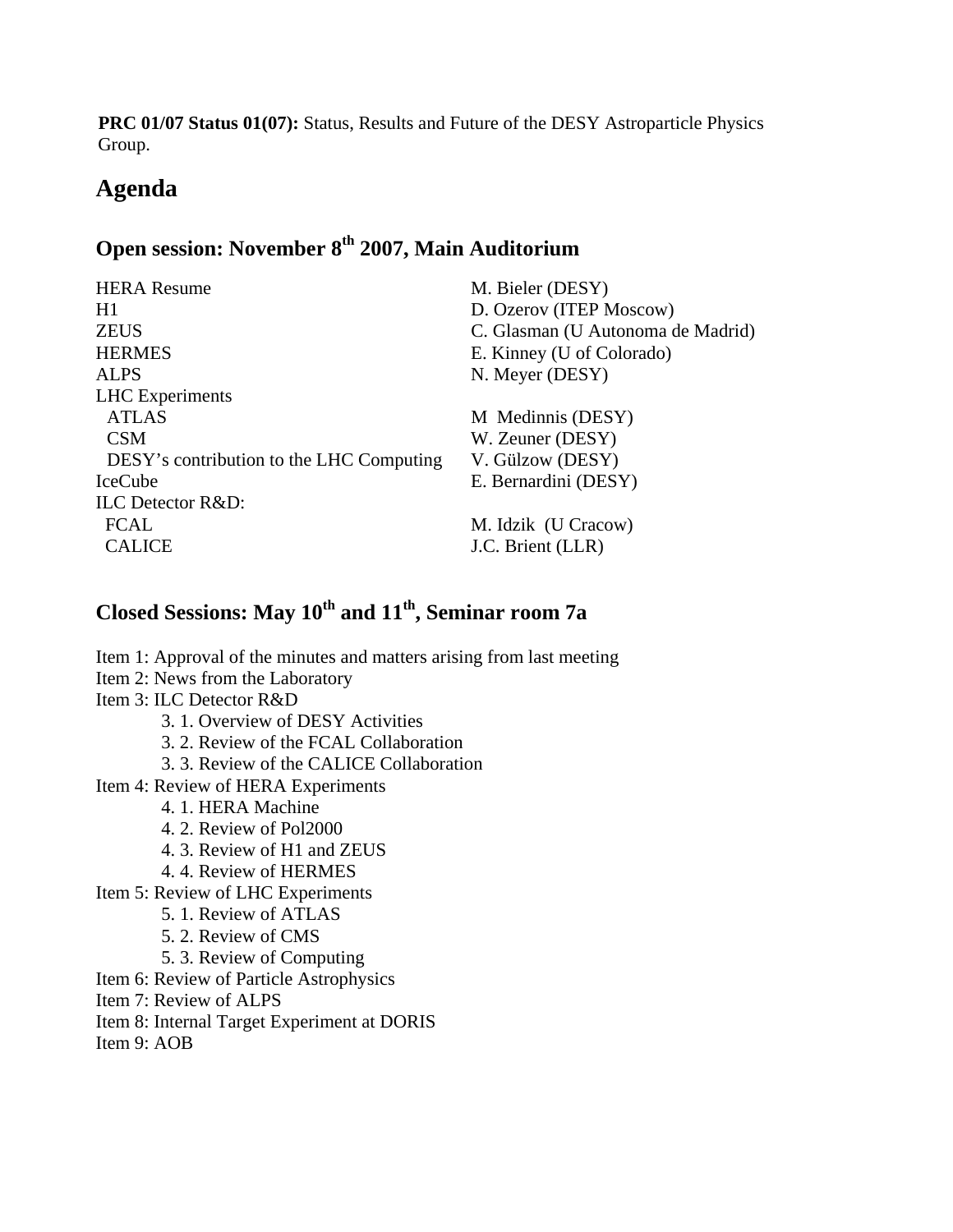**PRC 01/07 Status 01(07):** Status, Results and Future of the DESY Astroparticle Physics Group.

# Agenda

## Open session: November 8th 2007, Main Auditorium

| | |
|---|---|
| HERA Resume | M. Bieler (DESY) |
| H1 | D. Ozerov (ITEP Moscow) |
| ZEUS | C. Glasman (U Autonoma de Madrid) |
| HERMES | E. Kinney (U of Colorado) |
| ALPS | N. Meyer (DESY) |
| LHC Experiments | |
| ATLAS | M Medinnis (DESY) |
| CSM | W. Zeuner (DESY) |
| DESY's contribution to the LHC Computing | V. Gülzow (DESY) |
| IceCube | E. Bernardini (DESY) |
| ILC Detector R&D: | |
| FCAL | M. Idzik (U Cracow) |
| CALICE | J.C. Brient (LLR) |

## Closed Sessions: May 10th and 11th, Seminar room 7a

Item 1: Approval of the minutes and matters arising from last meeting
Item 2: News from the Laboratory
Item 3: ILC Detector R&D
- 3. 1. Overview of DESY Activities
- 3. 2. Review of the FCAL Collaboration
- 3. 3. Review of the CALICE Collaboration

Item 4: Review of HERA Experiments
- 4. 1. HERA Machine
- 4. 2. Review of Pol2000
- 4. 3. Review of H1 and ZEUS
- 4. 4. Review of HERMES

Item 5: Review of LHC Experiments
- 5. 1. Review of ATLAS
- 5. 2. Review of CMS
- 5. 3. Review of Computing

Item 6: Review of Particle Astrophysics
Item 7: Review of ALPS
Item 8: Internal Target Experiment at DORIS
Item 9: AOB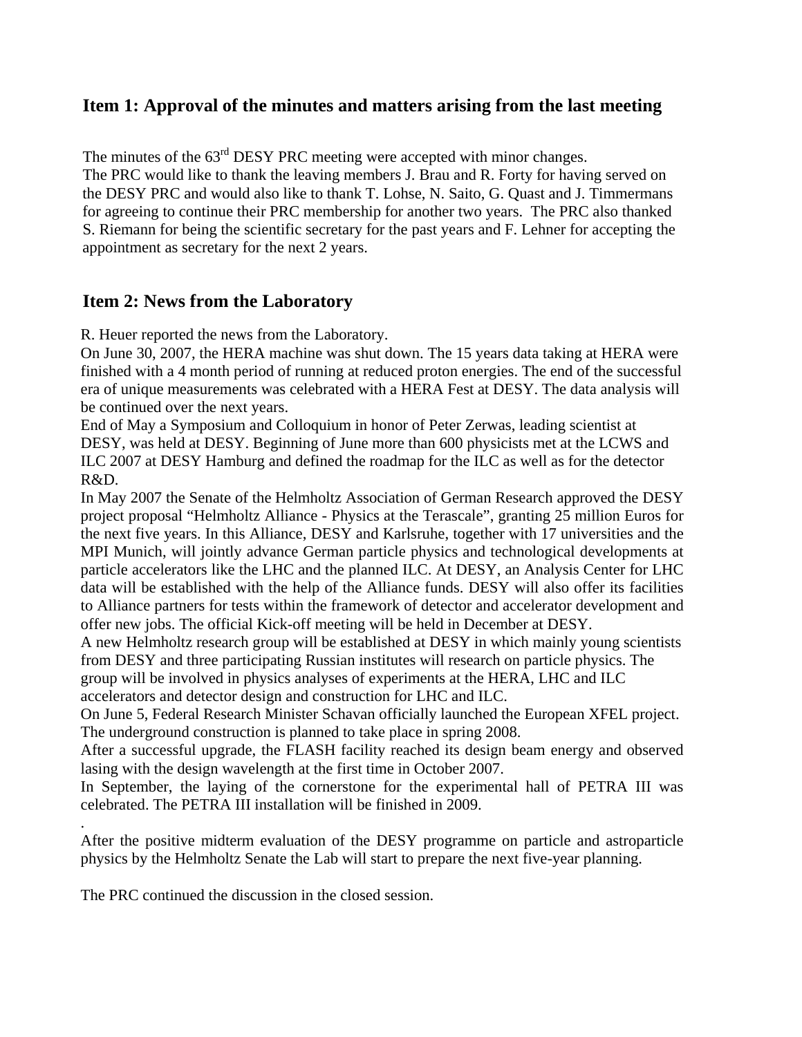## Item 1: Approval of the minutes and matters arising from the last meeting

The minutes of the 63rd DESY PRC meeting were accepted with minor changes.
The PRC would like to thank the leaving members J. Brau and R. Forty for having served on the DESY PRC and would also like to thank T. Lohse, N. Saito, G. Quast and J. Timmermans for agreeing to continue their PRC membership for another two years. The PRC also thanked S. Riemann for being the scientific secretary for the past years and F. Lehner for accepting the appointment as secretary for the next 2 years.

## Item 2: News from the Laboratory

R. Heuer reported the news from the Laboratory.
On June 30, 2007, the HERA machine was shut down. The 15 years data taking at HERA were finished with a 4 month period of running at reduced proton energies. The end of the successful era of unique measurements was celebrated with a HERA Fest at DESY. The data analysis will be continued over the next years.
End of May a Symposium and Colloquium in honor of Peter Zerwas, leading scientist at DESY, was held at DESY. Beginning of June more than 600 physicists met at the LCWS and ILC 2007 at DESY Hamburg and defined the roadmap for the ILC as well as for the detector R&D.
In May 2007 the Senate of the Helmholtz Association of German Research approved the DESY project proposal "Helmholtz Alliance - Physics at the Terascale", granting 25 million Euros for the next five years. In this Alliance, DESY and Karlsruhe, together with 17 universities and the MPI Munich, will jointly advance German particle physics and technological developments at particle accelerators like the LHC and the planned ILC. At DESY, an Analysis Center for LHC data will be established with the help of the Alliance funds. DESY will also offer its facilities to Alliance partners for tests within the framework of detector and accelerator development and offer new jobs. The official Kick-off meeting will be held in December at DESY.
A new Helmholtz research group will be established at DESY in which mainly young scientists from DESY and three participating Russian institutes will research on particle physics. The group will be involved in physics analyses of experiments at the HERA, LHC and ILC accelerators and detector design and construction for LHC and ILC.
On June 5, Federal Research Minister Schavan officially launched the European XFEL project. The underground construction is planned to take place in spring 2008.
After a successful upgrade, the FLASH facility reached its design beam energy and observed lasing with the design wavelength at the first time in October 2007.
In September, the laying of the cornerstone for the experimental hall of PETRA III was celebrated. The PETRA III installation will be finished in 2009.
.
After the positive midterm evaluation of the DESY programme on particle and astroparticle physics by the Helmholtz Senate the Lab will start to prepare the next five-year planning.

The PRC continued the discussion in the closed session.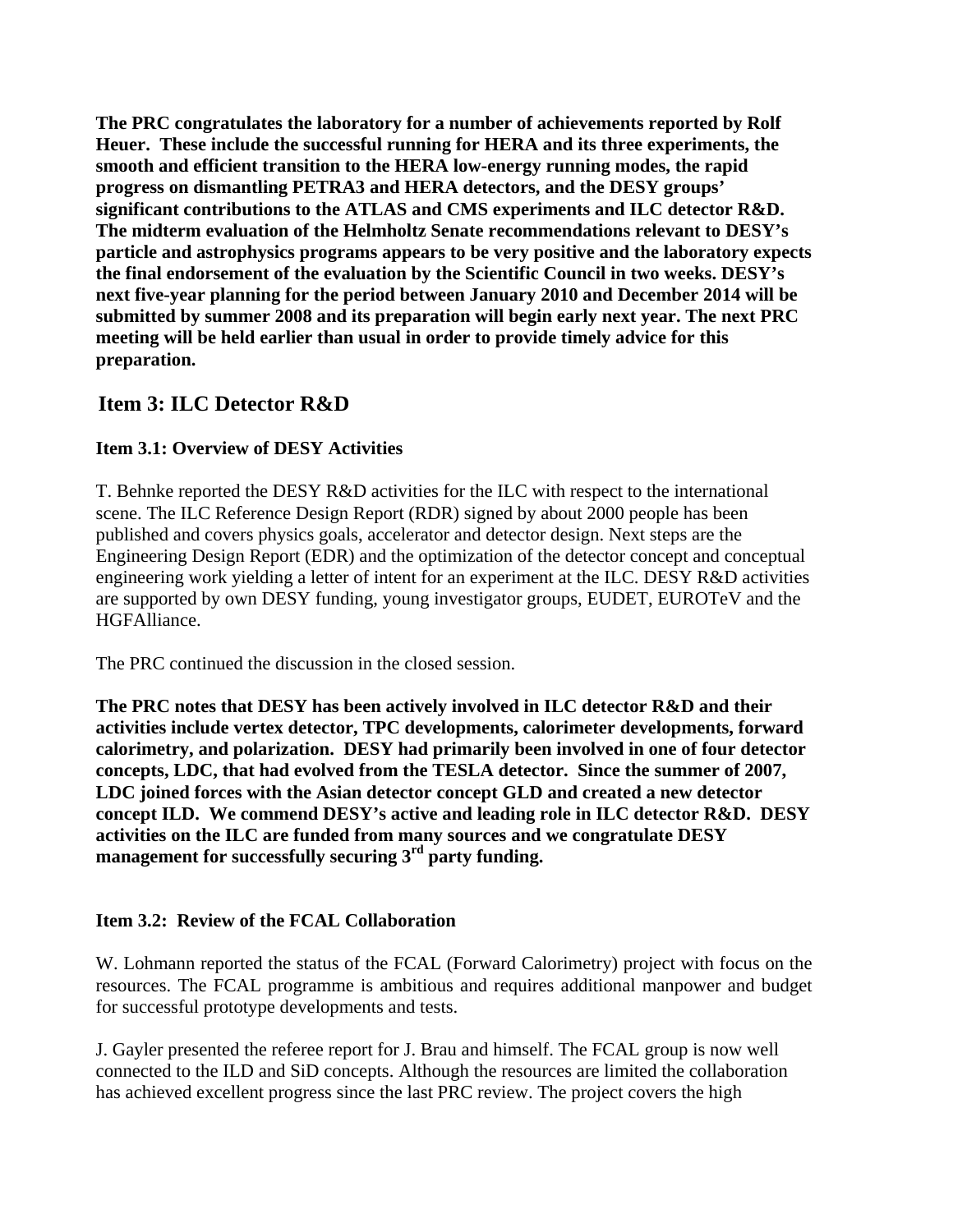**The PRC congratulates the laboratory for a number of achievements reported by Rolf Heuer. These include the successful running for HERA and its three experiments, the smooth and efficient transition to the HERA low-energy running modes, the rapid progress on dismantling PETRA3 and HERA detectors, and the DESY groups' significant contributions to the ATLAS and CMS experiments and ILC detector R&D. The midterm evaluation of the Helmholtz Senate recommendations relevant to DESY's particle and astrophysics programs appears to be very positive and the laboratory expects the final endorsement of the evaluation by the Scientific Council in two weeks. DESY's next five-year planning for the period between January 2010 and December 2014 will be submitted by summer 2008 and its preparation will begin early next year. The next PRC meeting will be held earlier than usual in order to provide timely advice for this preparation.**

## Item 3: ILC Detector R&D

### Item 3.1: Overview of DESY Activities

T. Behnke reported the DESY R&D activities for the ILC with respect to the international scene. The ILC Reference Design Report (RDR) signed by about 2000 people has been published and covers physics goals, accelerator and detector design. Next steps are the Engineering Design Report (EDR) and the optimization of the detector concept and conceptual engineering work yielding a letter of intent for an experiment at the ILC. DESY R&D activities are supported by own DESY funding, young investigator groups, EUDET, EUROTeV and the HGFAlliance.

The PRC continued the discussion in the closed session.

**The PRC notes that DESY has been actively involved in ILC detector R&D and their activities include vertex detector, TPC developments, calorimeter developments, forward calorimetry, and polarization. DESY had primarily been involved in one of four detector concepts, LDC, that had evolved from the TESLA detector. Since the summer of 2007, LDC joined forces with the Asian detector concept GLD and created a new detector concept ILD. We commend DESY's active and leading role in ILC detector R&D. DESY activities on the ILC are funded from many sources and we congratulate DESY management for successfully securing 3rd party funding.**

### Item 3.2: Review of the FCAL Collaboration

W. Lohmann reported the status of the FCAL (Forward Calorimetry) project with focus on the resources. The FCAL programme is ambitious and requires additional manpower and budget for successful prototype developments and tests.

J. Gayler presented the referee report for J. Brau and himself. The FCAL group is now well connected to the ILD and SiD concepts. Although the resources are limited the collaboration has achieved excellent progress since the last PRC review. The project covers the high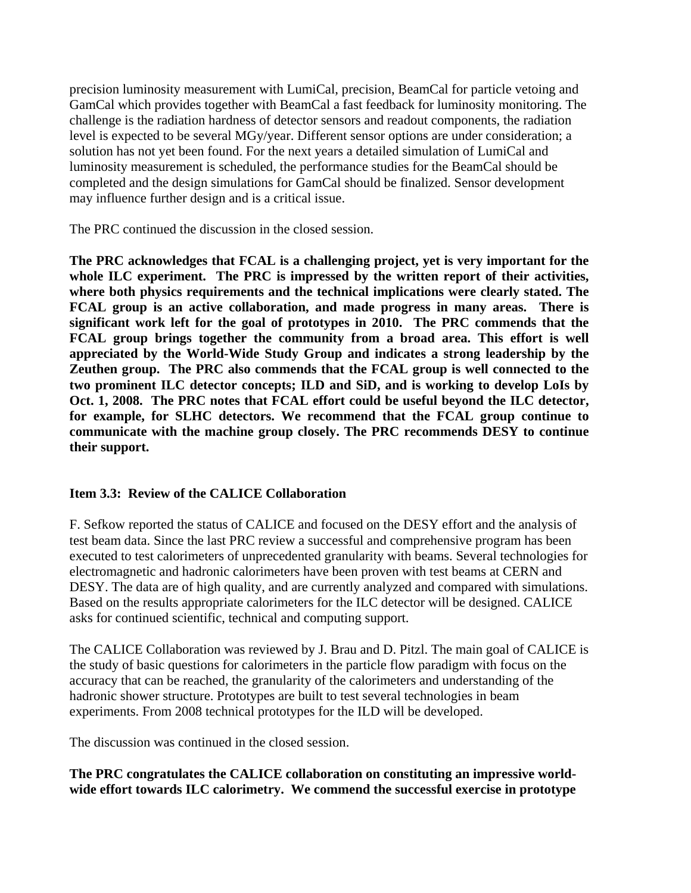precision luminosity measurement with LumiCal, precision, BeamCal for particle vetoing and GamCal which provides together with BeamCal a fast feedback for luminosity monitoring. The challenge is the radiation hardness of detector sensors and readout components, the radiation level is expected to be several MGy/year. Different sensor options are under consideration; a solution has not yet been found. For the next years a detailed simulation of LumiCal and luminosity measurement is scheduled, the performance studies for the BeamCal should be completed and the design simulations for GamCal should be finalized. Sensor development may influence further design and is a critical issue.

The PRC continued the discussion in the closed session.

**The PRC acknowledges that FCAL is a challenging project, yet is very important for the whole ILC experiment. The PRC is impressed by the written report of their activities, where both physics requirements and the technical implications were clearly stated. The FCAL group is an active collaboration, and made progress in many areas. There is significant work left for the goal of prototypes in 2010. The PRC commends that the FCAL group brings together the community from a broad area. This effort is well appreciated by the World-Wide Study Group and indicates a strong leadership by the Zeuthen group. The PRC also commends that the FCAL group is well connected to the two prominent ILC detector concepts; ILD and SiD, and is working to develop LoIs by Oct. 1, 2008. The PRC notes that FCAL effort could be useful beyond the ILC detector, for example, for SLHC detectors. We recommend that the FCAL group continue to communicate with the machine group closely. The PRC recommends DESY to continue their support.**

### Item 3.3: Review of the CALICE Collaboration

F. Sefkow reported the status of CALICE and focused on the DESY effort and the analysis of test beam data. Since the last PRC review a successful and comprehensive program has been executed to test calorimeters of unprecedented granularity with beams. Several technologies for electromagnetic and hadronic calorimeters have been proven with test beams at CERN and DESY. The data are of high quality, and are currently analyzed and compared with simulations. Based on the results appropriate calorimeters for the ILC detector will be designed. CALICE asks for continued scientific, technical and computing support.

The CALICE Collaboration was reviewed by J. Brau and D. Pitzl. The main goal of CALICE is the study of basic questions for calorimeters in the particle flow paradigm with focus on the accuracy that can be reached, the granularity of the calorimeters and understanding of the hadronic shower structure. Prototypes are built to test several technologies in beam experiments. From 2008 technical prototypes for the ILD will be developed.

The discussion was continued in the closed session.

**The PRC congratulates the CALICE collaboration on constituting an impressive world-wide effort towards ILC calorimetry. We commend the successful exercise in prototype**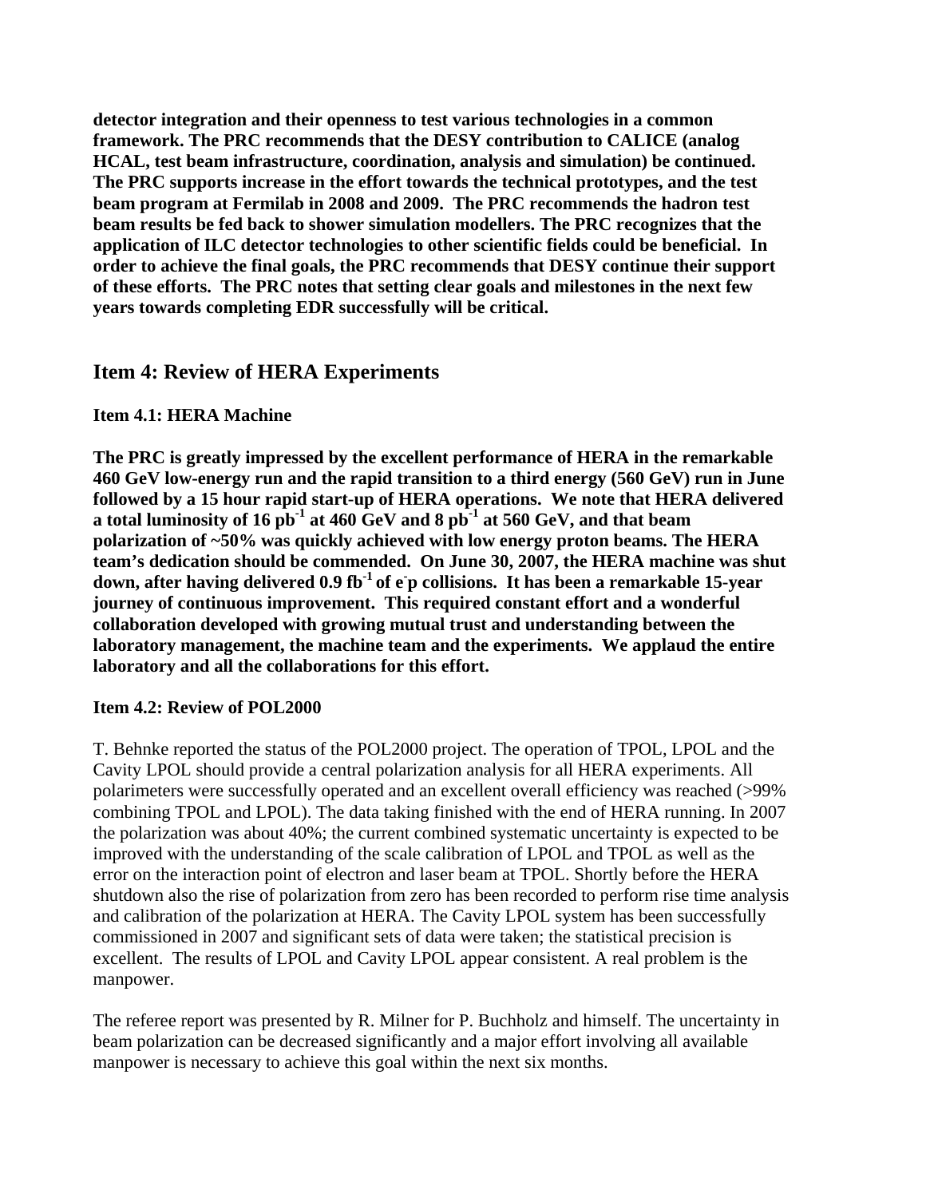**detector integration and their openness to test various technologies in a common framework. The PRC recommends that the DESY contribution to CALICE (analog HCAL, test beam infrastructure, coordination, analysis and simulation) be continued. The PRC supports increase in the effort towards the technical prototypes, and the test beam program at Fermilab in 2008 and 2009. The PRC recommends the hadron test beam results be fed back to shower simulation modellers. The PRC recognizes that the application of ILC detector technologies to other scientific fields could be beneficial. In order to achieve the final goals, the PRC recommends that DESY continue their support of these efforts. The PRC notes that setting clear goals and milestones in the next few years towards completing EDR successfully will be critical.**

## Item 4: Review of HERA Experiments

### Item 4.1: HERA Machine

**The PRC is greatly impressed by the excellent performance of HERA in the remarkable 460 GeV low-energy run and the rapid transition to a third energy (560 GeV) run in June followed by a 15 hour rapid start-up of HERA operations. We note that HERA delivered a total luminosity of 16 $pb^{-1}$ at 460 GeV and 8 $pb^{-1}$ at 560 GeV, and that beam polarization of ~50% was quickly achieved with low energy proton beams. The HERA team's dedication should be commended. On June 30, 2007, the HERA machine was shut down, after having delivered 0.9 $fb^{-1}$ of $e^-p$ collisions. It has been a remarkable 15-year journey of continuous improvement. This required constant effort and a wonderful collaboration developed with growing mutual trust and understanding between the laboratory management, the machine team and the experiments. We applaud the entire laboratory and all the collaborations for this effort.**

### Item 4.2: Review of POL2000

T. Behnke reported the status of the POL2000 project. The operation of TPOL, LPOL and the Cavity LPOL should provide a central polarization analysis for all HERA experiments. All polarimeters were successfully operated and an excellent overall efficiency was reached (>99% combining TPOL and LPOL). The data taking finished with the end of HERA running. In 2007 the polarization was about 40%; the current combined systematic uncertainty is expected to be improved with the understanding of the scale calibration of LPOL and TPOL as well as the error on the interaction point of electron and laser beam at TPOL. Shortly before the HERA shutdown also the rise of polarization from zero has been recorded to perform rise time analysis and calibration of the polarization at HERA. The Cavity LPOL system has been successfully commissioned in 2007 and significant sets of data were taken; the statistical precision is excellent. The results of LPOL and Cavity LPOL appear consistent. A real problem is the manpower.

The referee report was presented by R. Milner for P. Buchholz and himself. The uncertainty in beam polarization can be decreased significantly and a major effort involving all available manpower is necessary to achieve this goal within the next six months.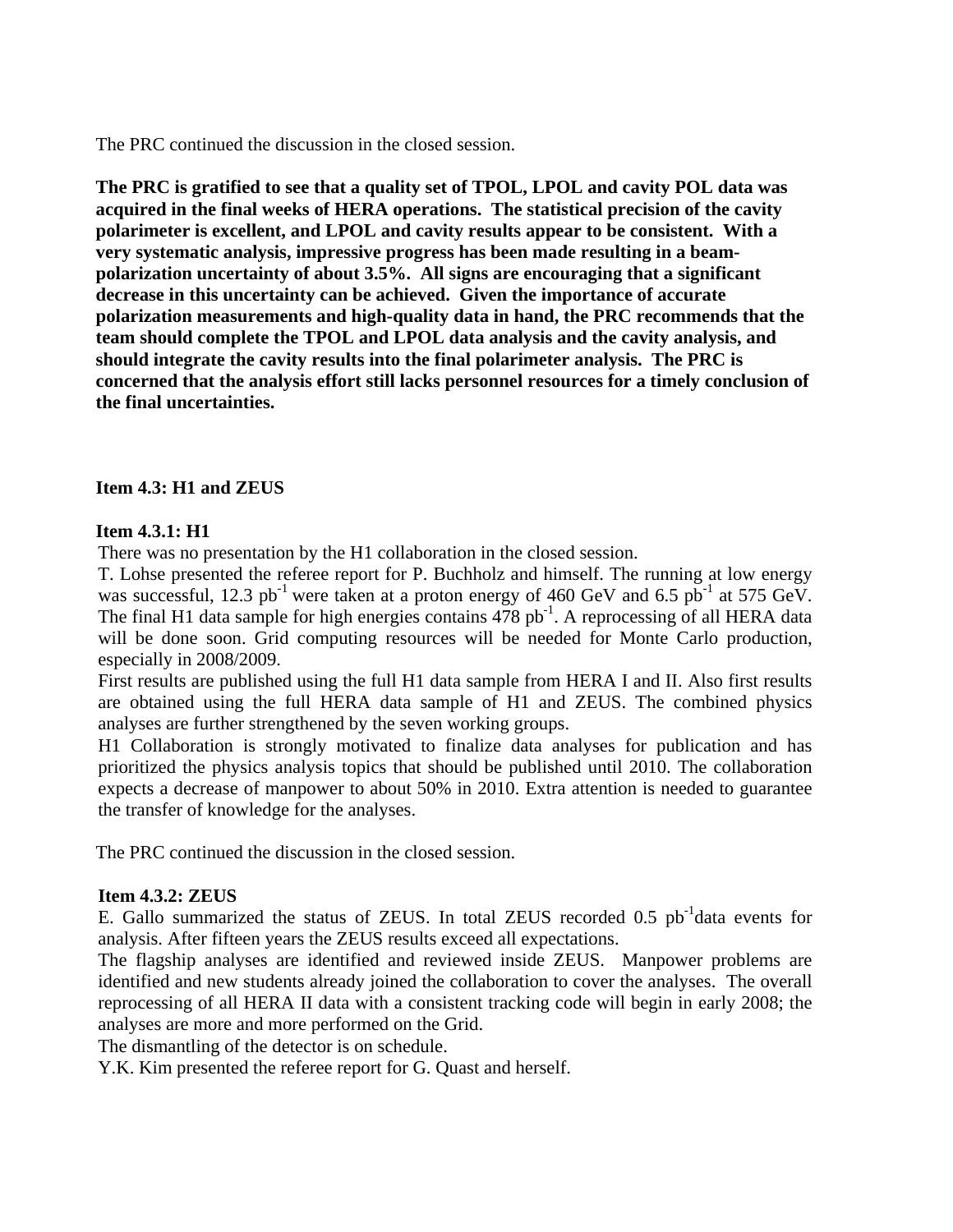The PRC continued the discussion in the closed session.

**The PRC is gratified to see that a quality set of TPOL, LPOL and cavity POL data was acquired in the final weeks of HERA operations. The statistical precision of the cavity polarimeter is excellent, and LPOL and cavity results appear to be consistent. With a very systematic analysis, impressive progress has been made resulting in a beam-polarization uncertainty of about 3.5%. All signs are encouraging that a significant decrease in this uncertainty can be achieved. Given the importance of accurate polarization measurements and high-quality data in hand, the PRC recommends that the team should complete the TPOL and LPOL data analysis and the cavity analysis, and should integrate the cavity results into the final polarimeter analysis. The PRC is concerned that the analysis effort still lacks personnel resources for a timely conclusion of the final uncertainties.**

**Item 4.3: H1 and ZEUS**

**Item 4.3.1: H1**

There was no presentation by the H1 collaboration in the closed session.

T. Lohse presented the referee report for P. Buchholz and himself. The running at low energy was successful, 12.3 $pb^{-1}$ were taken at a proton energy of 460 GeV and 6.5 $pb^{-1}$ at 575 GeV. The final H1 data sample for high energies contains 478 $pb^{-1}$. A reprocessing of all HERA data will be done soon. Grid computing resources will be needed for Monte Carlo production, especially in 2008/2009.

First results are published using the full H1 data sample from HERA I and II. Also first results are obtained using the full HERA data sample of H1 and ZEUS. The combined physics analyses are further strengthened by the seven working groups.

H1 Collaboration is strongly motivated to finalize data analyses for publication and has prioritized the physics analysis topics that should be published until 2010. The collaboration expects a decrease of manpower to about 50% in 2010. Extra attention is needed to guarantee the transfer of knowledge for the analyses.

The PRC continued the discussion in the closed session.

**Item 4.3.2: ZEUS**

E. Gallo summarized the status of ZEUS. In total ZEUS recorded 0.5 $pb^{-1}$data events for analysis. After fifteen years the ZEUS results exceed all expectations.

The flagship analyses are identified and reviewed inside ZEUS. Manpower problems are identified and new students already joined the collaboration to cover the analyses. The overall reprocessing of all HERA II data with a consistent tracking code will begin in early 2008; the analyses are more and more performed on the Grid.

The dismantling of the detector is on schedule.

Y.K. Kim presented the referee report for G. Quast and herself.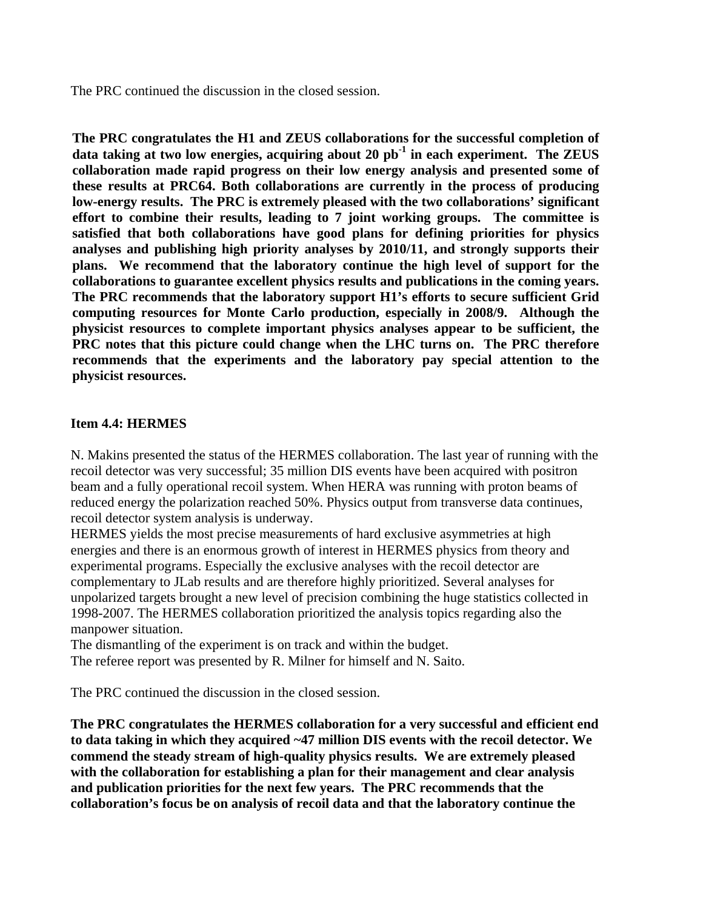The PRC continued the discussion in the closed session.

**The PRC congratulates the H1 and ZEUS collaborations for the successful completion of data taking at two low energies, acquiring about 20 pb$^{-1}$ in each experiment. The ZEUS collaboration made rapid progress on their low energy analysis and presented some of these results at PRC64. Both collaborations are currently in the process of producing low-energy results. The PRC is extremely pleased with the two collaborations' significant effort to combine their results, leading to 7 joint working groups. The committee is satisfied that both collaborations have good plans for defining priorities for physics analyses and publishing high priority analyses by 2010/11, and strongly supports their plans. We recommend that the laboratory continue the high level of support for the collaborations to guarantee excellent physics results and publications in the coming years. The PRC recommends that the laboratory support H1's efforts to secure sufficient Grid computing resources for Monte Carlo production, especially in 2008/9. Although the physicist resources to complete important physics analyses appear to be sufficient, the PRC notes that this picture could change when the LHC turns on. The PRC therefore recommends that the experiments and the laboratory pay special attention to the physicist resources.**

### Item 4.4: HERMES

N. Makins presented the status of the HERMES collaboration. The last year of running with the recoil detector was very successful; 35 million DIS events have been acquired with positron beam and a fully operational recoil system. When HERA was running with proton beams of reduced energy the polarization reached 50%. Physics output from transverse data continues, recoil detector system analysis is underway.

HERMES yields the most precise measurements of hard exclusive asymmetries at high energies and there is an enormous growth of interest in HERMES physics from theory and experimental programs. Especially the exclusive analyses with the recoil detector are complementary to JLab results and are therefore highly prioritized. Several analyses for unpolarized targets brought a new level of precision combining the huge statistics collected in 1998-2007. The HERMES collaboration prioritized the analysis topics regarding also the manpower situation.

The dismantling of the experiment is on track and within the budget.

The referee report was presented by R. Milner for himself and N. Saito.

The PRC continued the discussion in the closed session.

**The PRC congratulates the HERMES collaboration for a very successful and efficient end to data taking in which they acquired ~47 million DIS events with the recoil detector. We commend the steady stream of high-quality physics results. We are extremely pleased with the collaboration for establishing a plan for their management and clear analysis and publication priorities for the next few years. The PRC recommends that the collaboration's focus be on analysis of recoil data and that the laboratory continue the**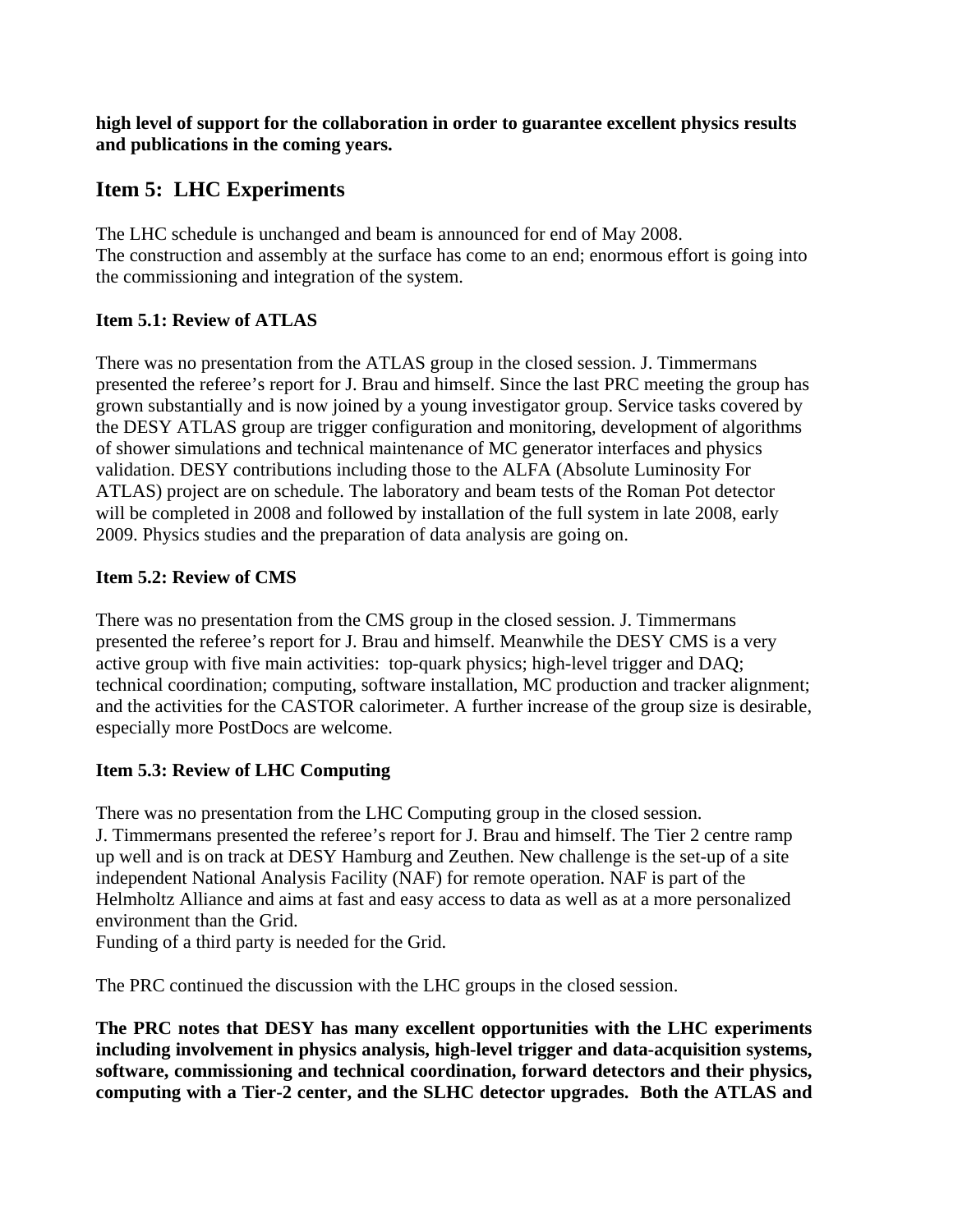**high level of support for the collaboration in order to guarantee excellent physics results and publications in the coming years.**

## Item 5: LHC Experiments

The LHC schedule is unchanged and beam is announced for end of May 2008.
The construction and assembly at the surface has come to an end; enormous effort is going into the commissioning and integration of the system.

### Item 5.1: Review of ATLAS

There was no presentation from the ATLAS group in the closed session. J. Timmermans presented the referee's report for J. Brau and himself. Since the last PRC meeting the group has grown substantially and is now joined by a young investigator group. Service tasks covered by the DESY ATLAS group are trigger configuration and monitoring, development of algorithms of shower simulations and technical maintenance of MC generator interfaces and physics validation. DESY contributions including those to the ALFA (Absolute Luminosity For ATLAS) project are on schedule. The laboratory and beam tests of the Roman Pot detector will be completed in 2008 and followed by installation of the full system in late 2008, early 2009. Physics studies and the preparation of data analysis are going on.

### Item 5.2: Review of CMS

There was no presentation from the CMS group in the closed session. J. Timmermans presented the referee's report for J. Brau and himself. Meanwhile the DESY CMS is a very active group with five main activities: top-quark physics; high-level trigger and DAQ; technical coordination; computing, software installation, MC production and tracker alignment; and the activities for the CASTOR calorimeter. A further increase of the group size is desirable, especially more PostDocs are welcome.

### Item 5.3: Review of LHC Computing

There was no presentation from the LHC Computing group in the closed session.
J. Timmermans presented the referee's report for J. Brau and himself. The Tier 2 centre ramp up well and is on track at DESY Hamburg and Zeuthen. New challenge is the set-up of a site independent National Analysis Facility (NAF) for remote operation. NAF is part of the Helmholtz Alliance and aims at fast and easy access to data as well as at a more personalized environment than the Grid.
Funding of a third party is needed for the Grid.

The PRC continued the discussion with the LHC groups in the closed session.

**The PRC notes that DESY has many excellent opportunities with the LHC experiments including involvement in physics analysis, high-level trigger and data-acquisition systems, software, commissioning and technical coordination, forward detectors and their physics, computing with a Tier-2 center, and the SLHC detector upgrades. Both the ATLAS and**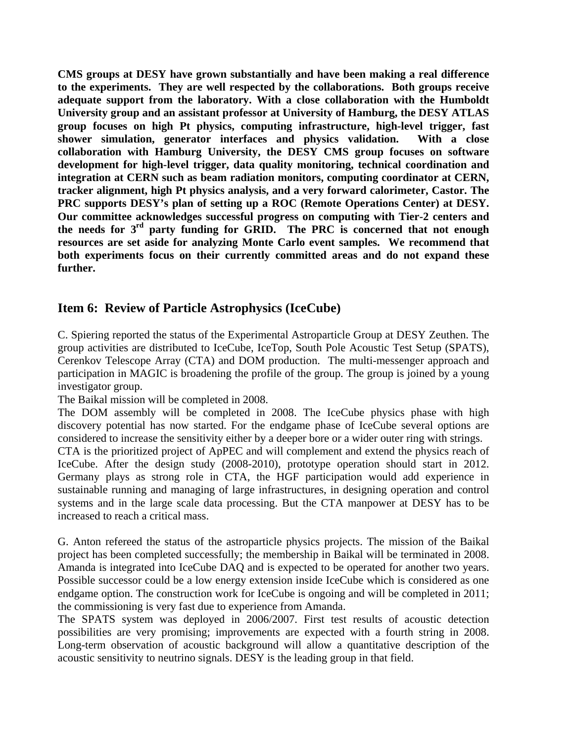**CMS groups at DESY have grown substantially and have been making a real difference to the experiments. They are well respected by the collaborations. Both groups receive adequate support from the laboratory. With a close collaboration with the Humboldt University group and an assistant professor at University of Hamburg, the DESY ATLAS group focuses on high Pt physics, computing infrastructure, high-level trigger, fast shower simulation, generator interfaces and physics validation. With a close collaboration with Hamburg University, the DESY CMS group focuses on software development for high-level trigger, data quality monitoring, technical coordination and integration at CERN such as beam radiation monitors, computing coordinator at CERN, tracker alignment, high Pt physics analysis, and a very forward calorimeter, Castor. The PRC supports DESY's plan of setting up a ROC (Remote Operations Center) at DESY. Our committee acknowledges successful progress on computing with Tier-2 centers and the needs for 3rd party funding for GRID. The PRC is concerned that not enough resources are set aside for analyzing Monte Carlo event samples. We recommend that both experiments focus on their currently committed areas and do not expand these further.**

## Item 6: Review of Particle Astrophysics (IceCube)

C. Spiering reported the status of the Experimental Astroparticle Group at DESY Zeuthen. The group activities are distributed to IceCube, IceTop, South Pole Acoustic Test Setup (SPATS), Cerenkov Telescope Array (CTA) and DOM production. The multi-messenger approach and participation in MAGIC is broadening the profile of the group. The group is joined by a young investigator group.

The Baikal mission will be completed in 2008.

The DOM assembly will be completed in 2008. The IceCube physics phase with high discovery potential has now started. For the endgame phase of IceCube several options are considered to increase the sensitivity either by a deeper bore or a wider outer ring with strings.

CTA is the prioritized project of ApPEC and will complement and extend the physics reach of IceCube. After the design study (2008-2010), prototype operation should start in 2012. Germany plays as strong role in CTA, the HGF participation would add experience in sustainable running and managing of large infrastructures, in designing operation and control systems and in the large scale data processing. But the CTA manpower at DESY has to be increased to reach a critical mass.

G. Anton refereed the status of the astroparticle physics projects. The mission of the Baikal project has been completed successfully; the membership in Baikal will be terminated in 2008. Amanda is integrated into IceCube DAQ and is expected to be operated for another two years. Possible successor could be a low energy extension inside IceCube which is considered as one endgame option. The construction work for IceCube is ongoing and will be completed in 2011; the commissioning is very fast due to experience from Amanda.

The SPATS system was deployed in 2006/2007. First test results of acoustic detection possibilities are very promising; improvements are expected with a fourth string in 2008. Long-term observation of acoustic background will allow a quantitative description of the acoustic sensitivity to neutrino signals. DESY is the leading group in that field.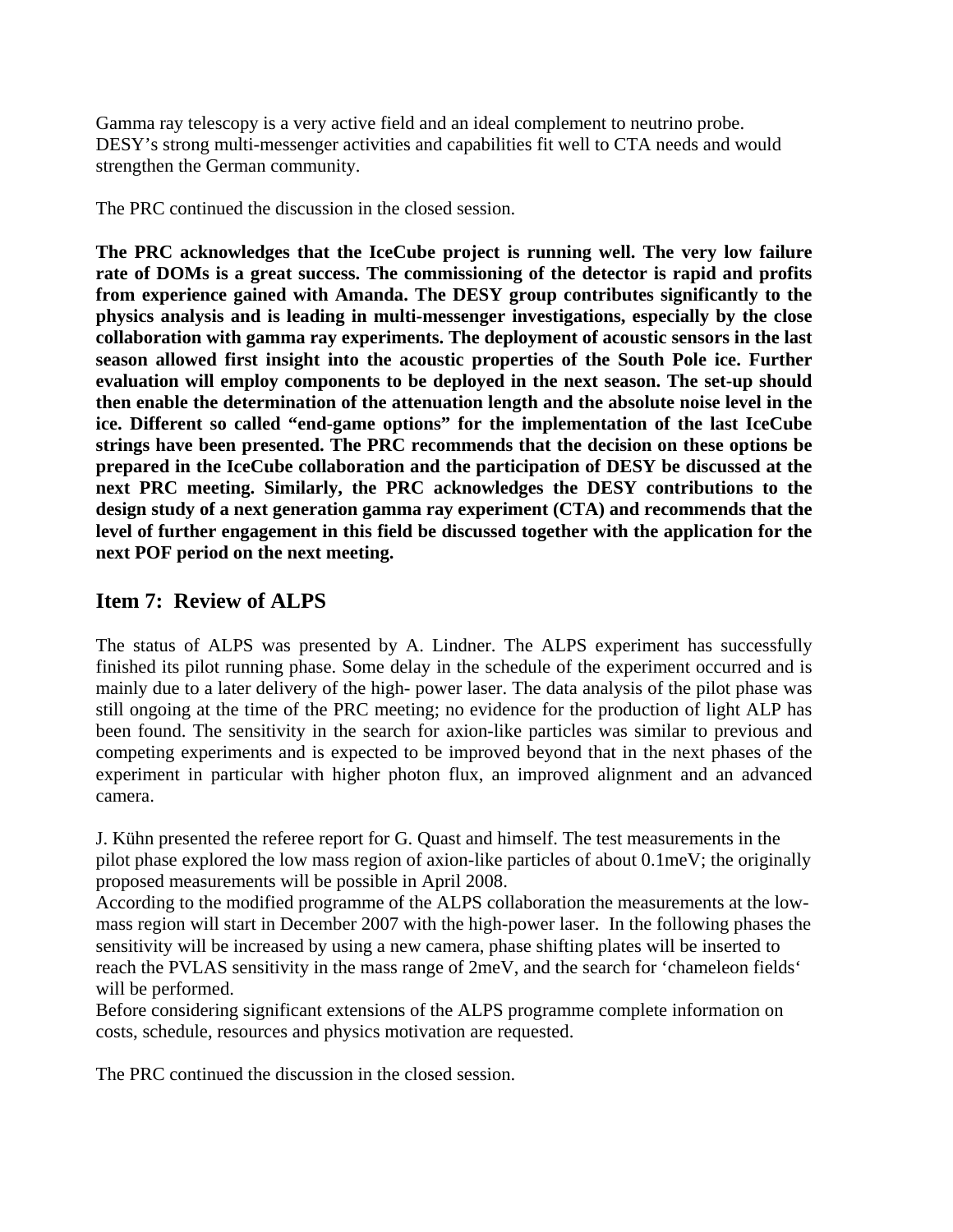Gamma ray telescopy is a very active field and an ideal complement to neutrino probe. DESY's strong multi-messenger activities and capabilities fit well to CTA needs and would strengthen the German community.

The PRC continued the discussion in the closed session.

**The PRC acknowledges that the IceCube project is running well. The very low failure rate of DOMs is a great success. The commissioning of the detector is rapid and profits from experience gained with Amanda. The DESY group contributes significantly to the physics analysis and is leading in multi-messenger investigations, especially by the close collaboration with gamma ray experiments. The deployment of acoustic sensors in the last season allowed first insight into the acoustic properties of the South Pole ice. Further evaluation will employ components to be deployed in the next season. The set-up should then enable the determination of the attenuation length and the absolute noise level in the ice. Different so called "end-game options" for the implementation of the last IceCube strings have been presented. The PRC recommends that the decision on these options be prepared in the IceCube collaboration and the participation of DESY be discussed at the next PRC meeting. Similarly, the PRC acknowledges the DESY contributions to the design study of a next generation gamma ray experiment (CTA) and recommends that the level of further engagement in this field be discussed together with the application for the next POF period on the next meeting.**

## Item 7: Review of ALPS

The status of ALPS was presented by A. Lindner. The ALPS experiment has successfully finished its pilot running phase. Some delay in the schedule of the experiment occurred and is mainly due to a later delivery of the high- power laser. The data analysis of the pilot phase was still ongoing at the time of the PRC meeting; no evidence for the production of light ALP has been found. The sensitivity in the search for axion-like particles was similar to previous and competing experiments and is expected to be improved beyond that in the next phases of the experiment in particular with higher photon flux, an improved alignment and an advanced camera.

J. Kühn presented the referee report for G. Quast and himself. The test measurements in the pilot phase explored the low mass region of axion-like particles of about 0.1meV; the originally proposed measurements will be possible in April 2008.
According to the modified programme of the ALPS collaboration the measurements at the low-mass region will start in December 2007 with the high-power laser. In the following phases the sensitivity will be increased by using a new camera, phase shifting plates will be inserted to reach the PVLAS sensitivity in the mass range of 2meV, and the search for 'chameleon fields' will be performed.
Before considering significant extensions of the ALPS programme complete information on costs, schedule, resources and physics motivation are requested.

The PRC continued the discussion in the closed session.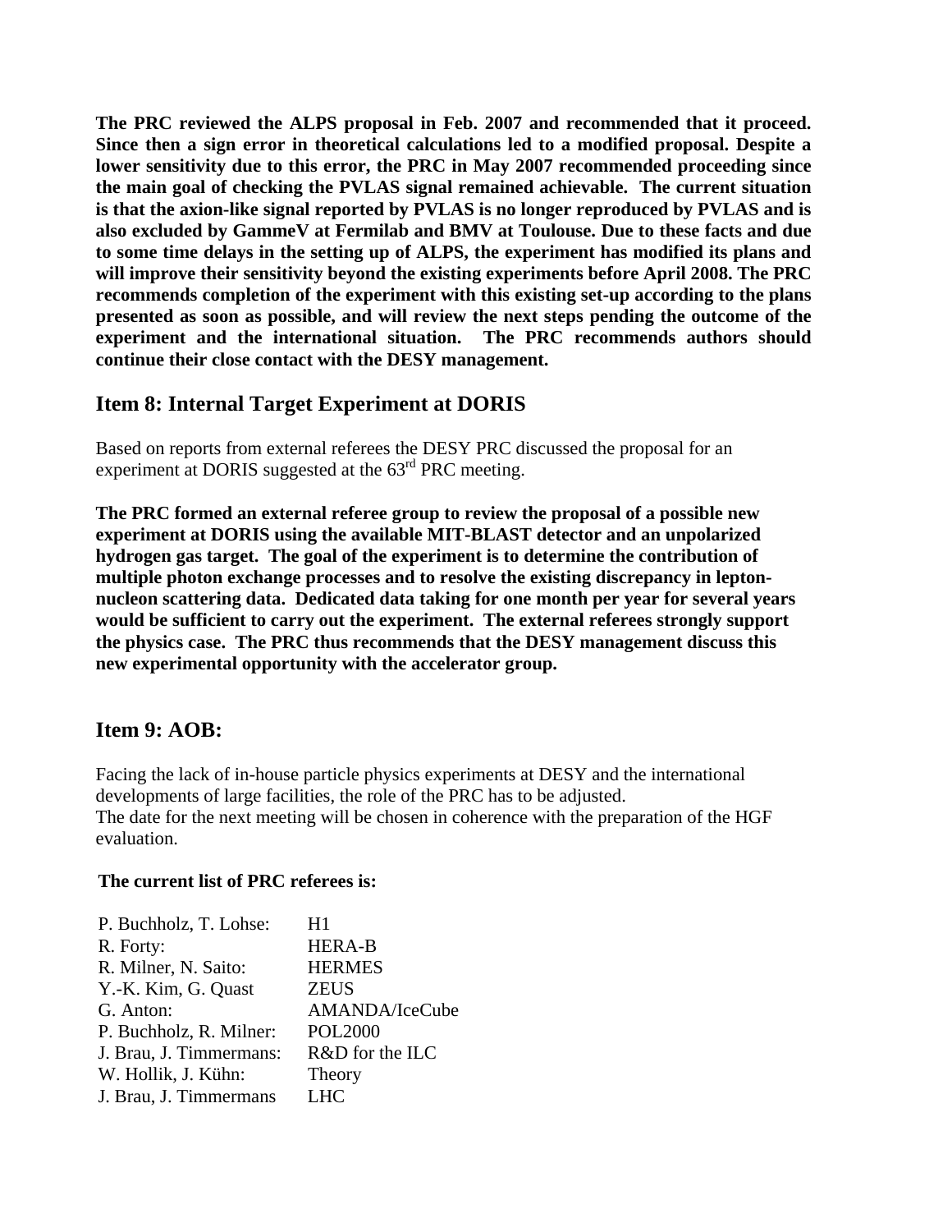**The PRC reviewed the ALPS proposal in Feb. 2007 and recommended that it proceed. Since then a sign error in theoretical calculations led to a modified proposal. Despite a lower sensitivity due to this error, the PRC in May 2007 recommended proceeding since the main goal of checking the PVLAS signal remained achievable. The current situation is that the axion-like signal reported by PVLAS is no longer reproduced by PVLAS and is also excluded by GammeV at Fermilab and BMV at Toulouse. Due to these facts and due to some time delays in the setting up of ALPS, the experiment has modified its plans and will improve their sensitivity beyond the existing experiments before April 2008. The PRC recommends completion of the experiment with this existing set-up according to the plans presented as soon as possible, and will review the next steps pending the outcome of the experiment and the international situation. The PRC recommends authors should continue their close contact with the DESY management.**

## Item 8: Internal Target Experiment at DORIS

Based on reports from external referees the DESY PRC discussed the proposal for an experiment at DORIS suggested at the 63rd PRC meeting.

**The PRC formed an external referee group to review the proposal of a possible new experiment at DORIS using the available MIT-BLAST detector and an unpolarized hydrogen gas target. The goal of the experiment is to determine the contribution of multiple photon exchange processes and to resolve the existing discrepancy in lepton-nucleon scattering data. Dedicated data taking for one month per year for several years would be sufficient to carry out the experiment. The external referees strongly support the physics case. The PRC thus recommends that the DESY management discuss this new experimental opportunity with the accelerator group.**

## Item 9: AOB:

Facing the lack of in-house particle physics experiments at DESY and the international developments of large facilities, the role of the PRC has to be adjusted.
The date for the next meeting will be chosen in coherence with the preparation of the HGF evaluation.

**The current list of PRC referees is:**

| | |
|---|---|
| P. Buchholz, T. Lohse: | H1 |
| R. Forty: | HERA-B |
| R. Milner, N. Saito: | HERMES |
| Y.-K. Kim, G. Quast | ZEUS |
| G. Anton: | AMANDA/IceCube |
| P. Buchholz, R. Milner: | POL2000 |
| J. Brau, J. Timmermans: | R&D for the ILC |
| W. Hollik, J. Kühn: | Theory |
| J. Brau, J. Timmermans | LHC |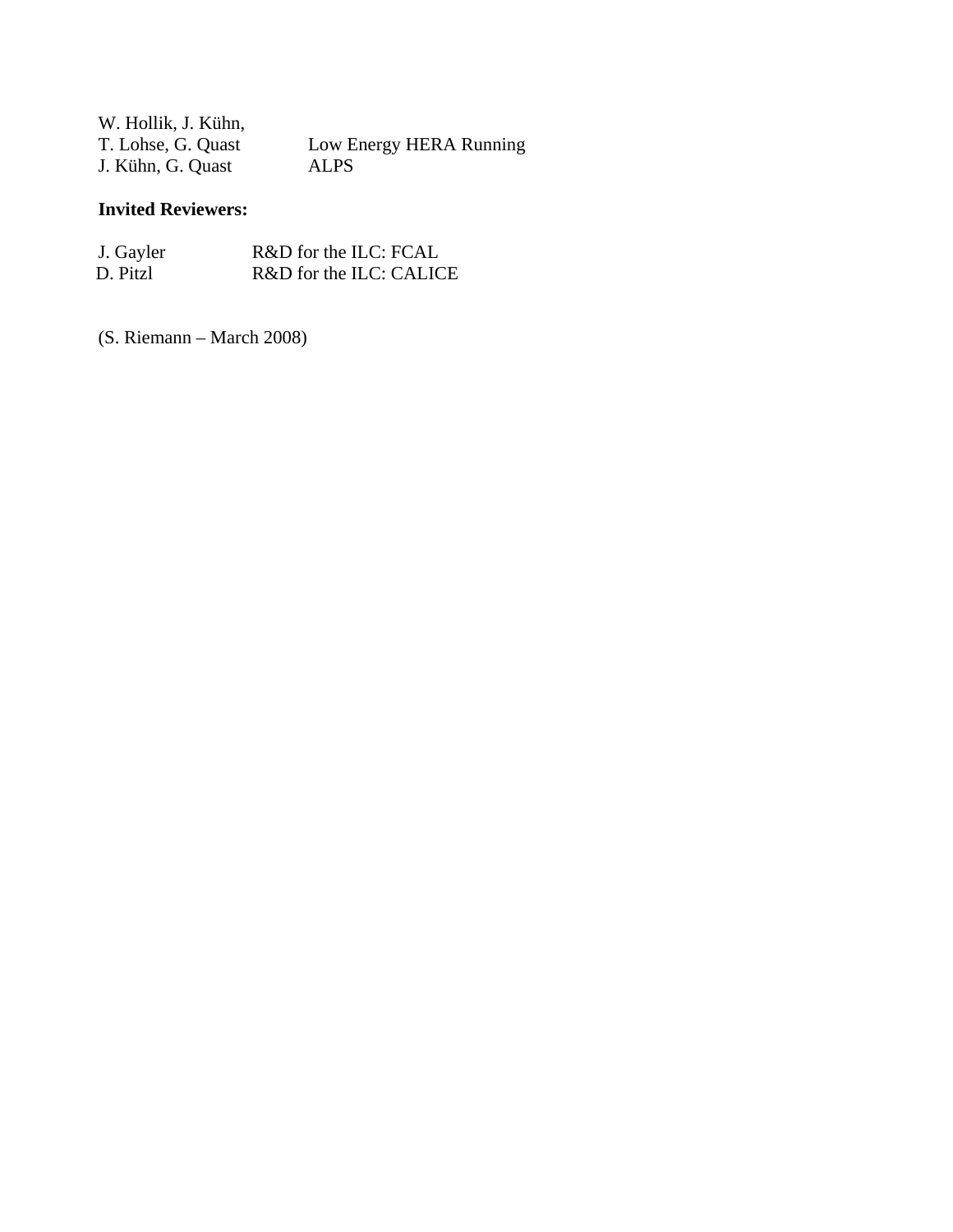| | |
|---|---|
| W. Hollik, J. Kühn, T. Lohse, G. Quast | Low Energy HERA Running |
| J. Kühn, G. Quast | ALPS |

**Invited Reviewers:**

| | |
|---|---|
| J. Gayler | R&D for the ILC: FCAL |
| D. Pitzl | R&D for the ILC: CALICE |

(S. Riemann – March 2008)